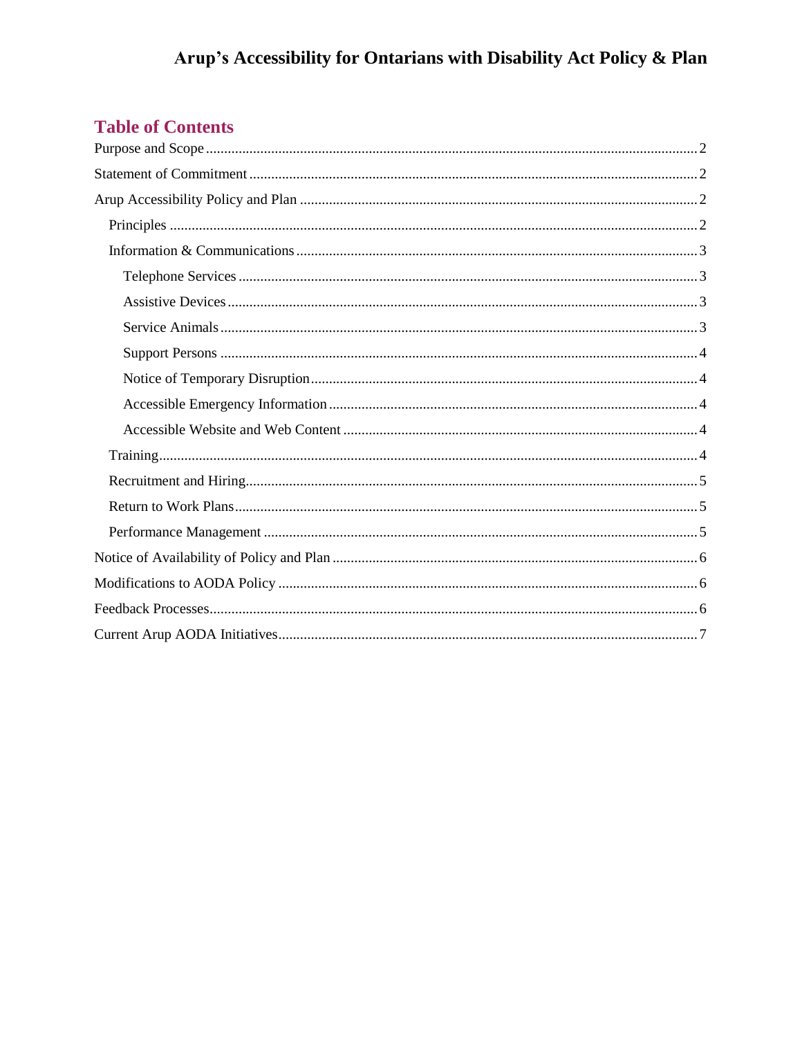# Arup's Accessibility for Ontarians with Disability Act Policy & Plan

## Table of Contents

- Purpose and Scope ........ 2
- Statement of Commitment ........ 2
- Arup Accessibility Policy and Plan ........ 2
  - Principles ........ 2
  - Information & Communications ........ 3
    - Telephone Services ........ 3
    - Assistive Devices ........ 3
    - Service Animals ........ 3
    - Support Persons ........ 4
    - Notice of Temporary Disruption ........ 4
    - Accessible Emergency Information ........ 4
    - Accessible Website and Web Content ........ 4
  - Training ........ 4
  - Recruitment and Hiring ........ 5
  - Return to Work Plans ........ 5
  - Performance Management ........ 5
- Notice of Availability of Policy and Plan ........ 6
- Modifications to AODA Policy ........ 6
- Feedback Processes ........ 6
- Current Arup AODA Initiatives ........ 7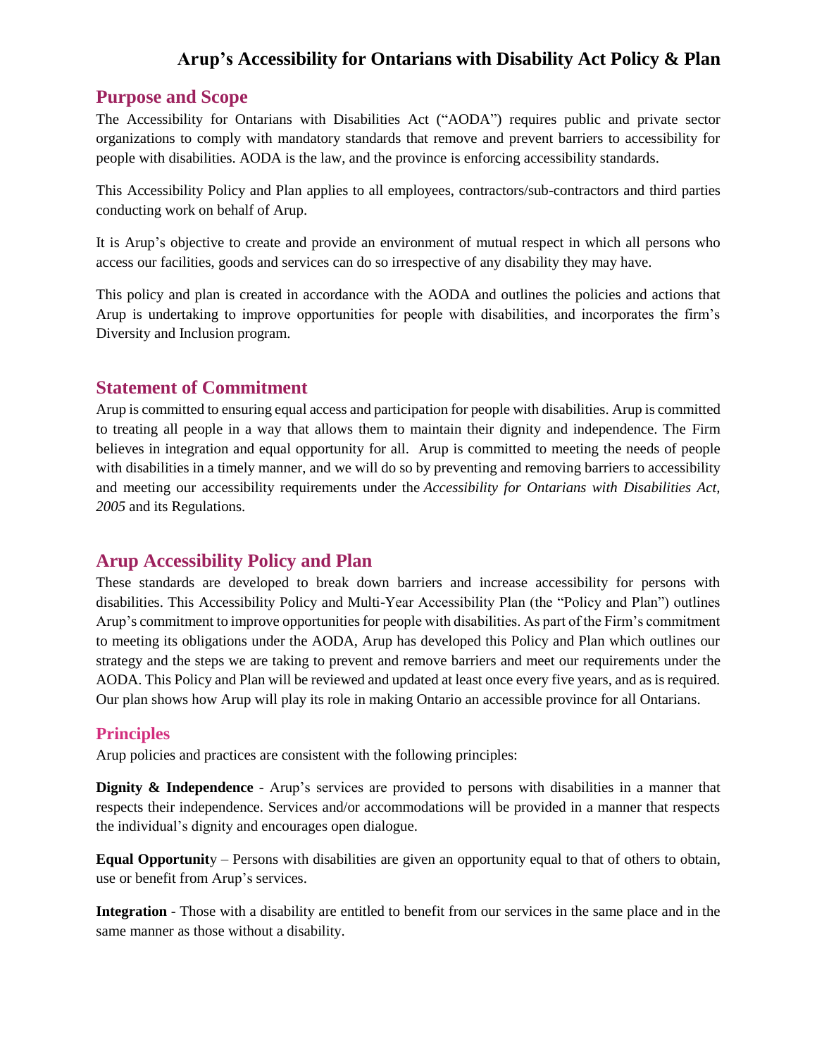# Arup's Accessibility for Ontarians with Disability Act Policy & Plan

## Purpose and Scope

The Accessibility for Ontarians with Disabilities Act ("AODA") requires public and private sector organizations to comply with mandatory standards that remove and prevent barriers to accessibility for people with disabilities. AODA is the law, and the province is enforcing accessibility standards.

This Accessibility Policy and Plan applies to all employees, contractors/sub-contractors and third parties conducting work on behalf of Arup.

It is Arup's objective to create and provide an environment of mutual respect in which all persons who access our facilities, goods and services can do so irrespective of any disability they may have.

This policy and plan is created in accordance with the AODA and outlines the policies and actions that Arup is undertaking to improve opportunities for people with disabilities, and incorporates the firm's Diversity and Inclusion program.

## Statement of Commitment

Arup is committed to ensuring equal access and participation for people with disabilities. Arup is committed to treating all people in a way that allows them to maintain their dignity and independence. The Firm believes in integration and equal opportunity for all. Arup is committed to meeting the needs of people with disabilities in a timely manner, and we will do so by preventing and removing barriers to accessibility and meeting our accessibility requirements under the *Accessibility for Ontarians with Disabilities Act, 2005* and its Regulations.

## Arup Accessibility Policy and Plan

These standards are developed to break down barriers and increase accessibility for persons with disabilities. This Accessibility Policy and Multi-Year Accessibility Plan (the "Policy and Plan") outlines Arup's commitment to improve opportunities for people with disabilities. As part of the Firm's commitment to meeting its obligations under the AODA, Arup has developed this Policy and Plan which outlines our strategy and the steps we are taking to prevent and remove barriers and meet our requirements under the AODA. This Policy and Plan will be reviewed and updated at least once every five years, and as is required. Our plan shows how Arup will play its role in making Ontario an accessible province for all Ontarians.

### Principles

Arup policies and practices are consistent with the following principles:

**Dignity & Independence** - Arup's services are provided to persons with disabilities in a manner that respects their independence. Services and/or accommodations will be provided in a manner that respects the individual's dignity and encourages open dialogue.

**Equal Opportunity** – Persons with disabilities are given an opportunity equal to that of others to obtain, use or benefit from Arup's services.

**Integration** - Those with a disability are entitled to benefit from our services in the same place and in the same manner as those without a disability.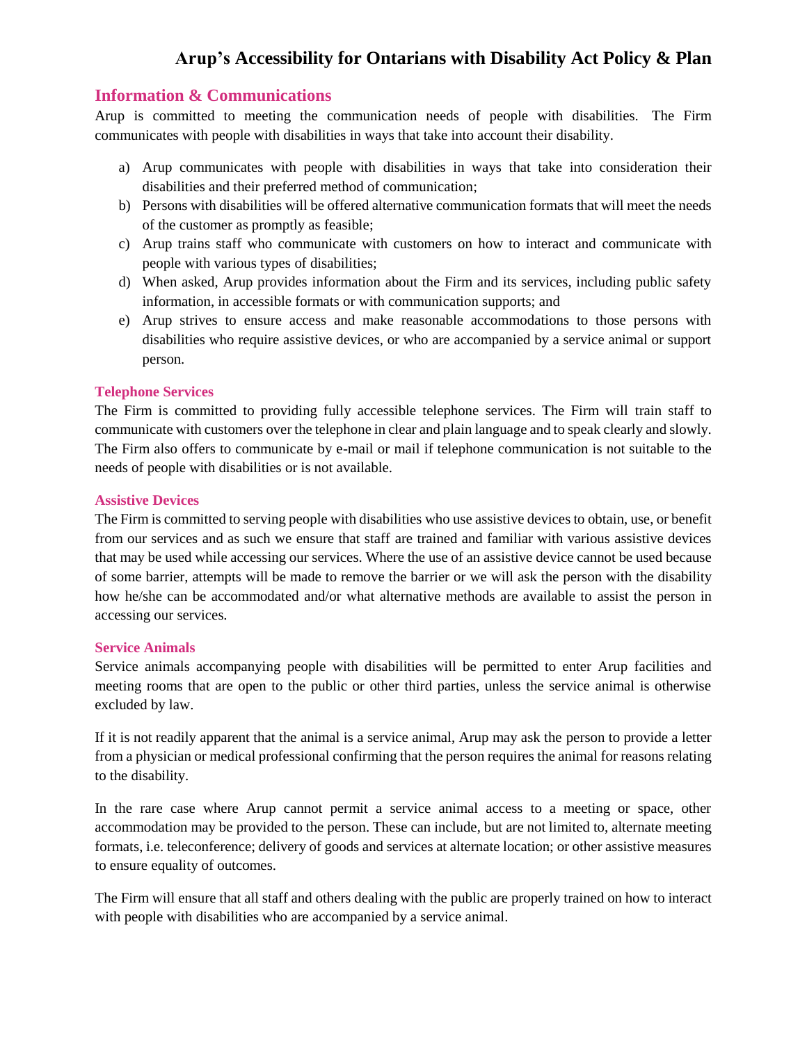# Arup's Accessibility for Ontarians with Disability Act Policy & Plan

## Information & Communications

Arup is committed to meeting the communication needs of people with disabilities. The Firm communicates with people with disabilities in ways that take into account their disability.

a) Arup communicates with people with disabilities in ways that take into consideration their disabilities and their preferred method of communication;
b) Persons with disabilities will be offered alternative communication formats that will meet the needs of the customer as promptly as feasible;
c) Arup trains staff who communicate with customers on how to interact and communicate with people with various types of disabilities;
d) When asked, Arup provides information about the Firm and its services, including public safety information, in accessible formats or with communication supports; and
e) Arup strives to ensure access and make reasonable accommodations to those persons with disabilities who require assistive devices, or who are accompanied by a service animal or support person.

### Telephone Services

The Firm is committed to providing fully accessible telephone services. The Firm will train staff to communicate with customers over the telephone in clear and plain language and to speak clearly and slowly. The Firm also offers to communicate by e-mail or mail if telephone communication is not suitable to the needs of people with disabilities or is not available.

### Assistive Devices

The Firm is committed to serving people with disabilities who use assistive devices to obtain, use, or benefit from our services and as such we ensure that staff are trained and familiar with various assistive devices that may be used while accessing our services. Where the use of an assistive device cannot be used because of some barrier, attempts will be made to remove the barrier or we will ask the person with the disability how he/she can be accommodated and/or what alternative methods are available to assist the person in accessing our services.

### Service Animals

Service animals accompanying people with disabilities will be permitted to enter Arup facilities and meeting rooms that are open to the public or other third parties, unless the service animal is otherwise excluded by law.

If it is not readily apparent that the animal is a service animal, Arup may ask the person to provide a letter from a physician or medical professional confirming that the person requires the animal for reasons relating to the disability.

In the rare case where Arup cannot permit a service animal access to a meeting or space, other accommodation may be provided to the person. These can include, but are not limited to, alternate meeting formats, i.e. teleconference; delivery of goods and services at alternate location; or other assistive measures to ensure equality of outcomes.

The Firm will ensure that all staff and others dealing with the public are properly trained on how to interact with people with disabilities who are accompanied by a service animal.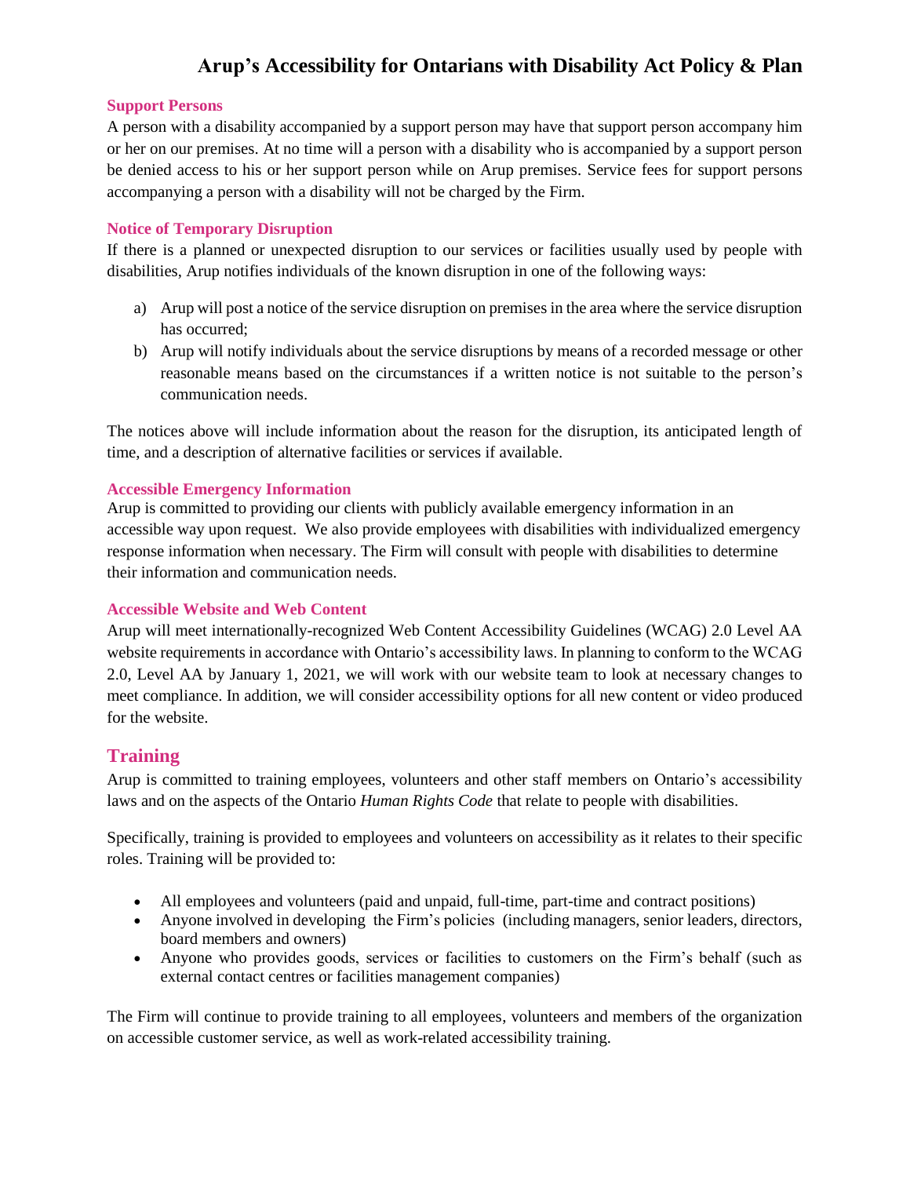### Support Persons

A person with a disability accompanied by a support person may have that support person accompany him or her on our premises. At no time will a person with a disability who is accompanied by a support person be denied access to his or her support person while on Arup premises. Service fees for support persons accompanying a person with a disability will not be charged by the Firm.

### Notice of Temporary Disruption

If there is a planned or unexpected disruption to our services or facilities usually used by people with disabilities, Arup notifies individuals of the known disruption in one of the following ways:

a) Arup will post a notice of the service disruption on premises in the area where the service disruption has occurred;
b) Arup will notify individuals about the service disruptions by means of a recorded message or other reasonable means based on the circumstances if a written notice is not suitable to the person's communication needs.

The notices above will include information about the reason for the disruption, its anticipated length of time, and a description of alternative facilities or services if available.

### Accessible Emergency Information

Arup is committed to providing our clients with publicly available emergency information in an accessible way upon request. We also provide employees with disabilities with individualized emergency response information when necessary. The Firm will consult with people with disabilities to determine their information and communication needs.

### Accessible Website and Web Content

Arup will meet internationally-recognized Web Content Accessibility Guidelines (WCAG) 2.0 Level AA website requirements in accordance with Ontario's accessibility laws. In planning to conform to the WCAG 2.0, Level AA by January 1, 2021, we will work with our website team to look at necessary changes to meet compliance. In addition, we will consider accessibility options for all new content or video produced for the website.

## Training

Arup is committed to training employees, volunteers and other staff members on Ontario's accessibility laws and on the aspects of the Ontario *Human Rights Code* that relate to people with disabilities.

Specifically, training is provided to employees and volunteers on accessibility as it relates to their specific roles. Training will be provided to:

- All employees and volunteers (paid and unpaid, full-time, part-time and contract positions)
- Anyone involved in developing the Firm's policies (including managers, senior leaders, directors, board members and owners)
- Anyone who provides goods, services or facilities to customers on the Firm's behalf (such as external contact centres or facilities management companies)

The Firm will continue to provide training to all employees, volunteers and members of the organization on accessible customer service, as well as work-related accessibility training.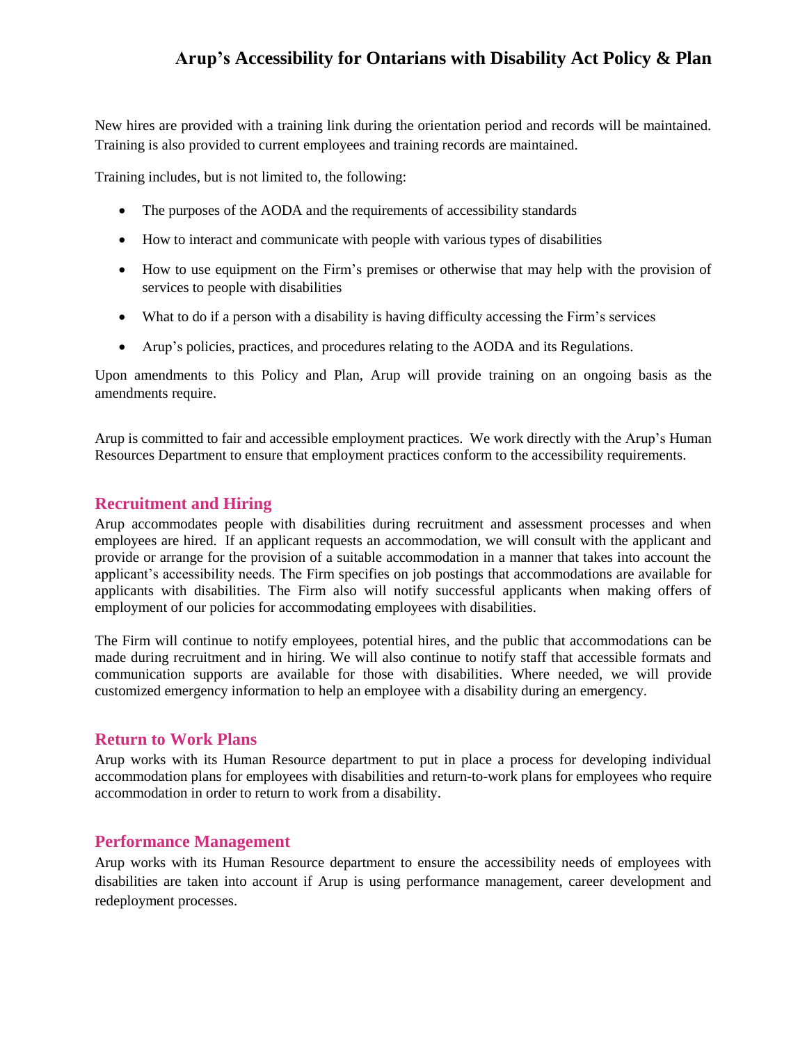New hires are provided with a training link during the orientation period and records will be maintained. Training is also provided to current employees and training records are maintained.

Training includes, but is not limited to, the following:

- The purposes of the AODA and the requirements of accessibility standards
- How to interact and communicate with people with various types of disabilities
- How to use equipment on the Firm's premises or otherwise that may help with the provision of services to people with disabilities
- What to do if a person with a disability is having difficulty accessing the Firm's services
- Arup's policies, practices, and procedures relating to the AODA and its Regulations.

Upon amendments to this Policy and Plan, Arup will provide training on an ongoing basis as the amendments require.

Arup is committed to fair and accessible employment practices. We work directly with the Arup's Human Resources Department to ensure that employment practices conform to the accessibility requirements.

## Recruitment and Hiring

Arup accommodates people with disabilities during recruitment and assessment processes and when employees are hired. If an applicant requests an accommodation, we will consult with the applicant and provide or arrange for the provision of a suitable accommodation in a manner that takes into account the applicant's accessibility needs. The Firm specifies on job postings that accommodations are available for applicants with disabilities. The Firm also will notify successful applicants when making offers of employment of our policies for accommodating employees with disabilities.

The Firm will continue to notify employees, potential hires, and the public that accommodations can be made during recruitment and in hiring. We will also continue to notify staff that accessible formats and communication supports are available for those with disabilities. Where needed, we will provide customized emergency information to help an employee with a disability during an emergency.

## Return to Work Plans

Arup works with its Human Resource department to put in place a process for developing individual accommodation plans for employees with disabilities and return-to-work plans for employees who require accommodation in order to return to work from a disability.

## Performance Management

Arup works with its Human Resource department to ensure the accessibility needs of employees with disabilities are taken into account if Arup is using performance management, career development and redeployment processes.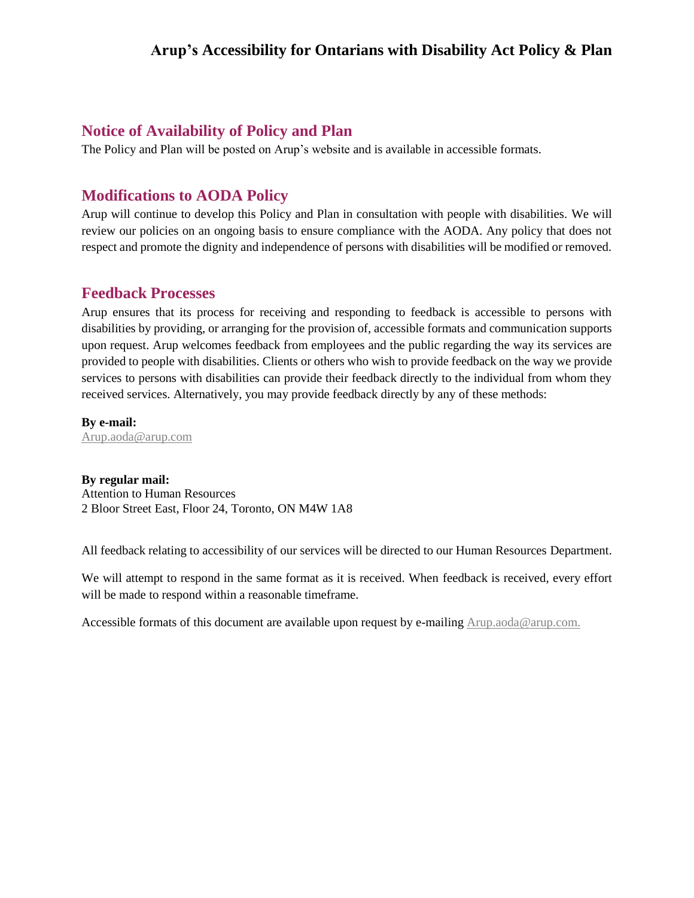## Notice of Availability of Policy and Plan

The Policy and Plan will be posted on Arup's website and is available in accessible formats.

## Modifications to AODA Policy

Arup will continue to develop this Policy and Plan in consultation with people with disabilities. We will review our policies on an ongoing basis to ensure compliance with the AODA. Any policy that does not respect and promote the dignity and independence of persons with disabilities will be modified or removed.

## Feedback Processes

Arup ensures that its process for receiving and responding to feedback is accessible to persons with disabilities by providing, or arranging for the provision of, accessible formats and communication supports upon request. Arup welcomes feedback from employees and the public regarding the way its services are provided to people with disabilities. Clients or others who wish to provide feedback on the way we provide services to persons with disabilities can provide their feedback directly to the individual from whom they received services. Alternatively, you may provide feedback directly by any of these methods:

**By e-mail:**
Arup.aoda@arup.com

**By regular mail:**
Attention to Human Resources
2 Bloor Street East, Floor 24, Toronto, ON M4W 1A8

All feedback relating to accessibility of our services will be directed to our Human Resources Department.

We will attempt to respond in the same format as it is received. When feedback is received, every effort will be made to respond within a reasonable timeframe.

Accessible formats of this document are available upon request by e-mailing Arup.aoda@arup.com.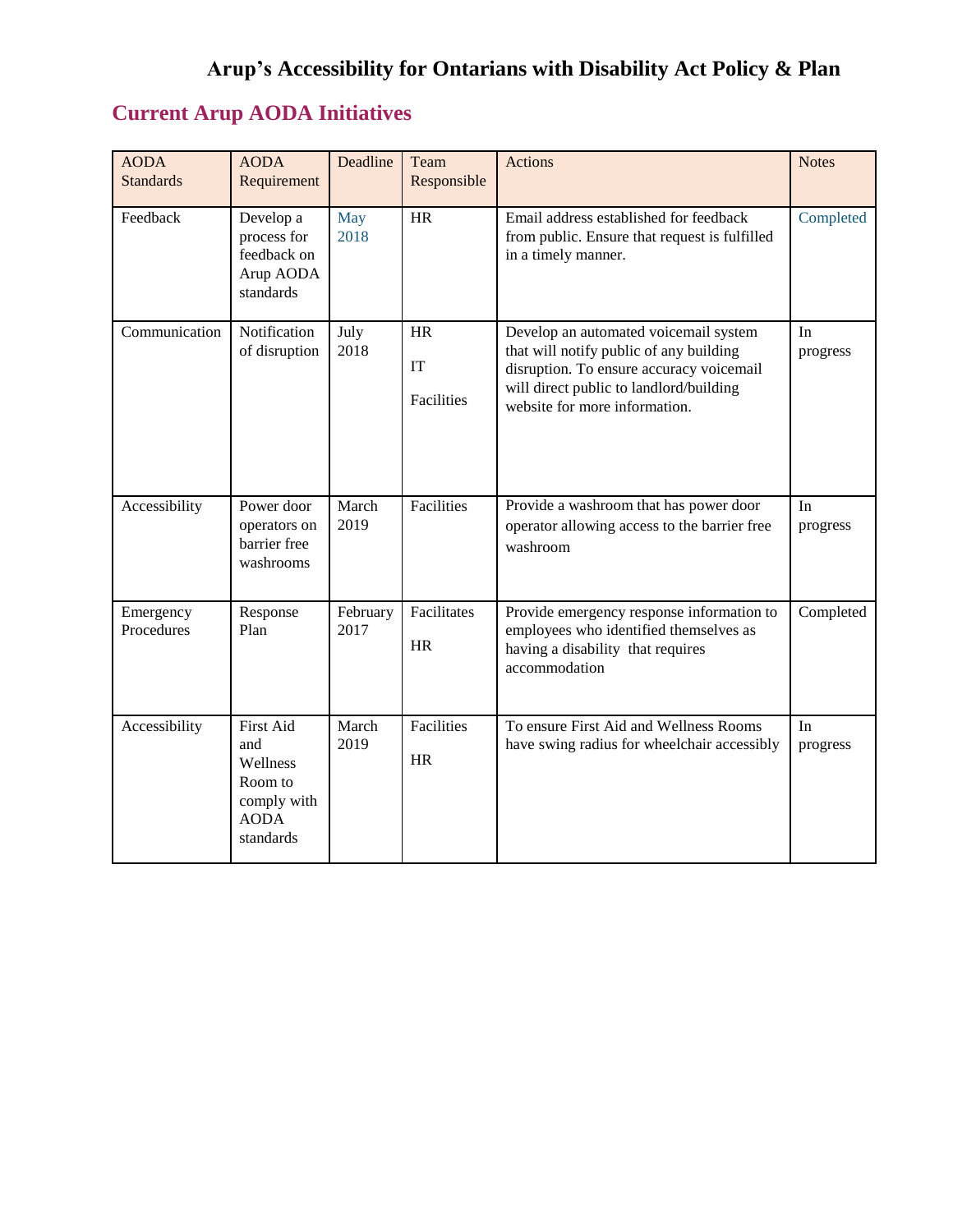# Arup's Accessibility for Ontarians with Disability Act Policy & Plan

## Current Arup AODA Initiatives

| AODA Standards | AODA Requirement | Deadline | Team Responsible | Actions | Notes |
|---|---|---|---|---|---|
| Feedback | Develop a process for feedback on Arup AODA standards | May 2018 | HR | Email address established for feedback from public. Ensure that request is fulfilled in a timely manner. | Completed |
| Communication | Notification of disruption | July 2018 | HR<br><br>IT<br><br>Facilities | Develop an automated voicemail system that will notify public of any building disruption. To ensure accuracy voicemail will direct public to landlord/building website for more information. | In progress |
| Accessibility | Power door operators on barrier free washrooms | March 2019 | Facilities | Provide a washroom that has power door operator allowing access to the barrier free washroom | In progress |
| Emergency Procedures | Response Plan | February 2017 | Facilitates<br><br>HR | Provide emergency response information to employees who identified themselves as having a disability that requires accommodation | Completed |
| Accessibility | First Aid and Wellness Room to comply with AODA standards | March 2019 | Facilities<br><br>HR | To ensure First Aid and Wellness Rooms have swing radius for wheelchair accessibly | In progress |